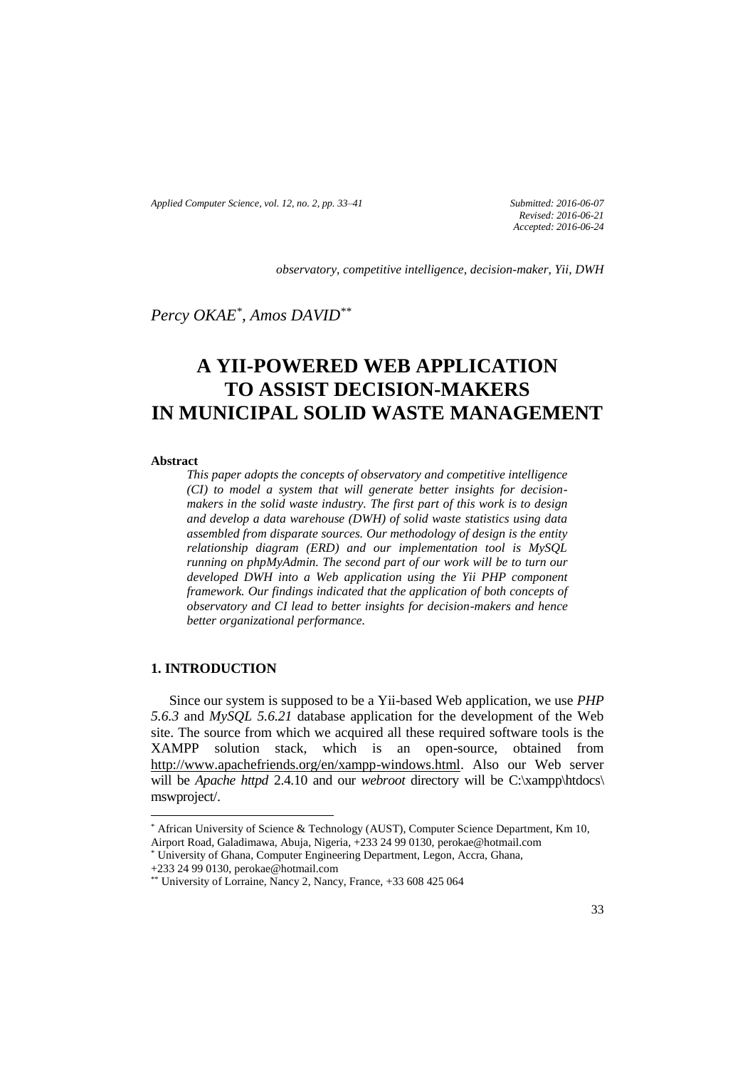*Submitted: 2016-06-07*
*Revised: 2016-06-21*
*Accepted: 2016-06-24*

*observatory, competitive intelligence, decision-maker, Yii, DWH*

*Percy OKAE*[*]*, Amos DAVID*[**]

# A YII-POWERED WEB APPLICATION TO ASSIST DECISION-MAKERS IN MUNICIPAL SOLID WASTE MANAGEMENT

**Abstract**

*This paper adopts the concepts of observatory and competitive intelligence (CI) to model a system that will generate better insights for decision-makers in the solid waste industry. The first part of this work is to design and develop a data warehouse (DWH) of solid waste statistics using data assembled from disparate sources. Our methodology of design is the entity relationship diagram (ERD) and our implementation tool is MySQL running on phpMyAdmin. The second part of our work will be to turn our developed DWH into a Web application using the Yii PHP component framework. Our findings indicated that the application of both concepts of observatory and CI lead to better insights for decision-makers and hence better organizational performance.*

## 1. INTRODUCTION

Since our system is supposed to be a Yii-based Web application, we use *PHP 5.6.3* and *MySQL 5.6.21* database application for the development of the Web site. The source from which we acquired all these required software tools is the XAMPP solution stack, which is an open-source, obtained from http://www.apachefriends.org/en/xampp-windows.html. Also our Web server will be *Apache httpd* 2.4.10 and our *webroot* directory will be C:\xampp\htdocs\mswproject/.

---

[*] African University of Science & Technology (AUST), Computer Science Department, Km 10, Airport Road, Galadimawa, Abuja, Nigeria, +233 24 99 0130, perokae@hotmail.com

[*] University of Ghana, Computer Engineering Department, Legon, Accra, Ghana, +233 24 99 0130, perokae@hotmail.com

[**] University of Lorraine, Nancy 2, Nancy, France, +33 608 425 064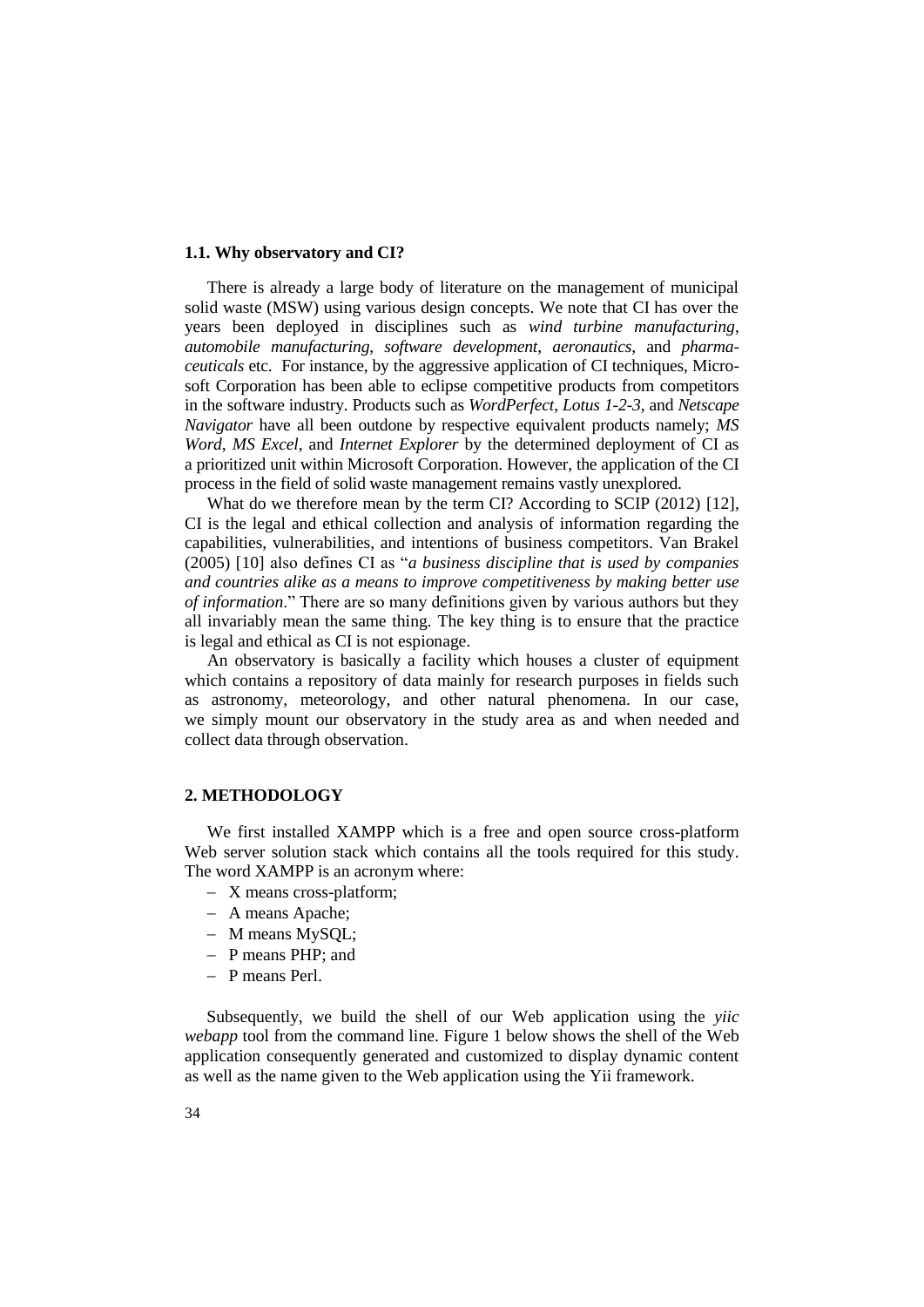### 1.1. Why observatory and CI?

There is already a large body of literature on the management of municipal solid waste (MSW) using various design concepts. We note that CI has over the years been deployed in disciplines such as *wind turbine manufacturing*, *automobile manufacturing*, *software development*, *aeronautics*, and *pharmaceuticals* etc. For instance, by the aggressive application of CI techniques, Microsoft Corporation has been able to eclipse competitive products from competitors in the software industry. Products such as *WordPerfect*, *Lotus 1-2-3*, and *Netscape Navigator* have all been outdone by respective equivalent products namely; *MS Word*, *MS Excel*, and *Internet Explorer* by the determined deployment of CI as a prioritized unit within Microsoft Corporation. However, the application of the CI process in the field of solid waste management remains vastly unexplored.

What do we therefore mean by the term CI? According to SCIP (2012) [12], CI is the legal and ethical collection and analysis of information regarding the capabilities, vulnerabilities, and intentions of business competitors. Van Brakel (2005) [10] also defines CI as "*a business discipline that is used by companies and countries alike as a means to improve competitiveness by making better use of information*." There are so many definitions given by various authors but they all invariably mean the same thing. The key thing is to ensure that the practice is legal and ethical as CI is not espionage.

An observatory is basically a facility which houses a cluster of equipment which contains a repository of data mainly for research purposes in fields such as astronomy, meteorology, and other natural phenomena. In our case, we simply mount our observatory in the study area as and when needed and collect data through observation.

## 2. METHODOLOGY

We first installed XAMPP which is a free and open source cross-platform Web server solution stack which contains all the tools required for this study. The word XAMPP is an acronym where:

- X means cross-platform;
- A means Apache;
- M means MySQL;
- P means PHP; and
- P means Perl.

Subsequently, we build the shell of our Web application using the *yiic webapp* tool from the command line. Figure 1 below shows the shell of the Web application consequently generated and customized to display dynamic content as well as the name given to the Web application using the Yii framework.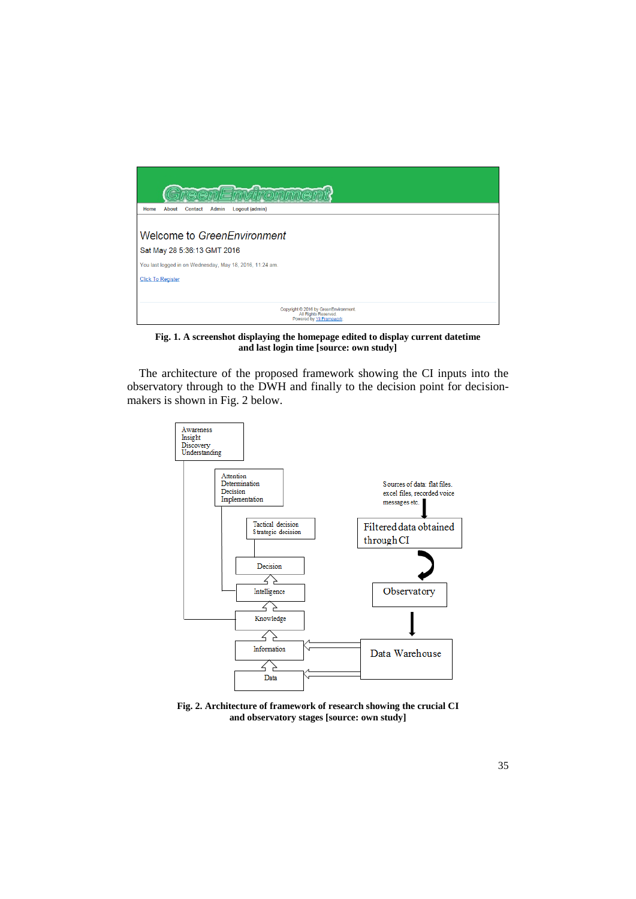Fig. 1. A screenshot displaying the homepage edited to display current datetime and last login time [source: own study]

The architecture of the proposed framework showing the CI inputs into the observatory through to the DWH and finally to the decision point for decision-makers is shown in Fig. 2 below.

Fig. 2. Architecture of framework of research showing the crucial CI and observatory stages [source: own study]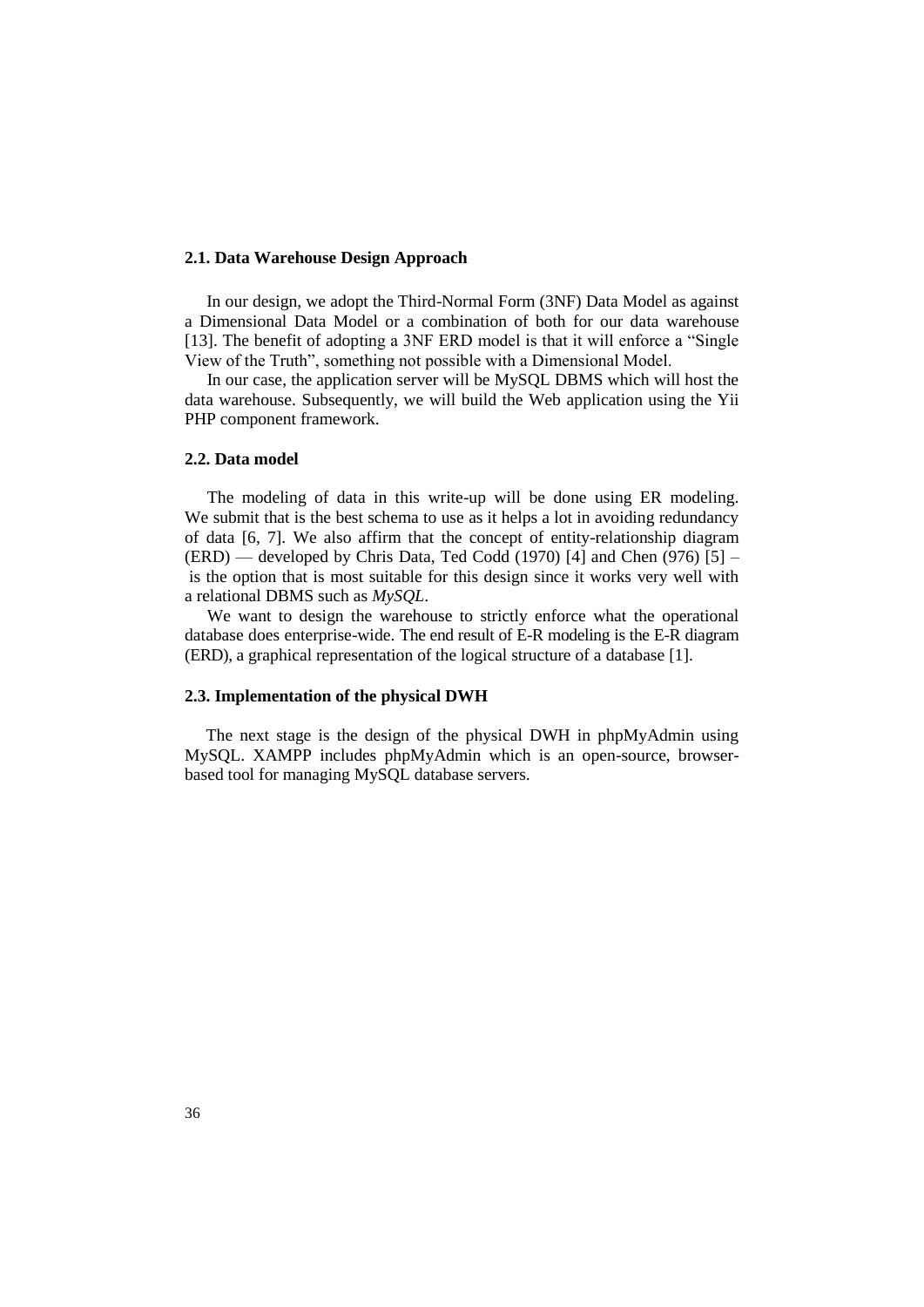### 2.1. Data Warehouse Design Approach

In our design, we adopt the Third-Normal Form (3NF) Data Model as against a Dimensional Data Model or a combination of both for our data warehouse [13]. The benefit of adopting a 3NF ERD model is that it will enforce a "Single View of the Truth", something not possible with a Dimensional Model.

In our case, the application server will be MySQL DBMS which will host the data warehouse. Subsequently, we will build the Web application using the Yii PHP component framework.

### 2.2. Data model

The modeling of data in this write-up will be done using ER modeling. We submit that is the best schema to use as it helps a lot in avoiding redundancy of data [6, 7]. We also affirm that the concept of entity-relationship diagram (ERD) — developed by Chris Data, Ted Codd (1970) [4] and Chen (976) [5] – is the option that is most suitable for this design since it works very well with a relational DBMS such as *MySQL*.

We want to design the warehouse to strictly enforce what the operational database does enterprise-wide. The end result of E-R modeling is the E-R diagram (ERD), a graphical representation of the logical structure of a database [1].

### 2.3. Implementation of the physical DWH

The next stage is the design of the physical DWH in phpMyAdmin using MySQL. XAMPP includes phpMyAdmin which is an open-source, browser-based tool for managing MySQL database servers.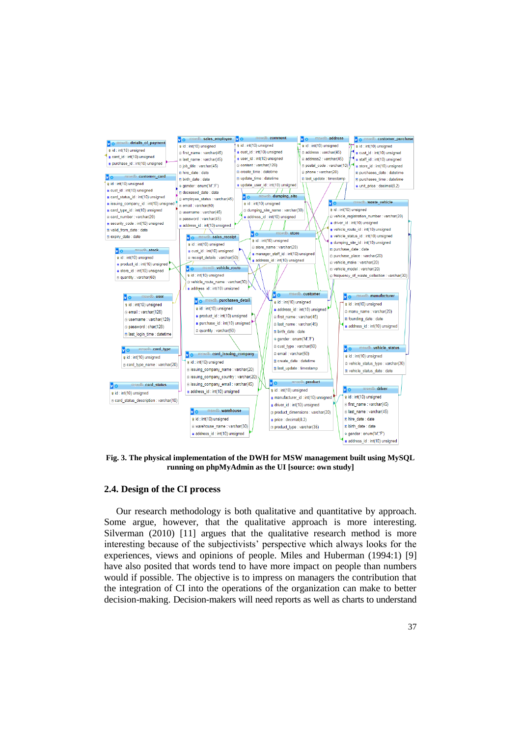Fig. 3. The physical implementation of the DWH for MSW management built using MySQL running on phpMyAdmin as the UI [source: own study]

## 2.4. Design of the CI process

Our research methodology is both qualitative and quantitative by approach. Some argue, however, that the qualitative approach is more interesting. Silverman (2010) [11] argues that the qualitative research method is more interesting because of the subjectivists' perspective which always looks for the experiences, views and opinions of people. Miles and Huberman (1994:1) [9] have also posited that words tend to have more impact on people than numbers would if possible. The objective is to impress on managers the contribution that the integration of CI into the operations of the organization can make to better decision-making. Decision-makers will need reports as well as charts to understand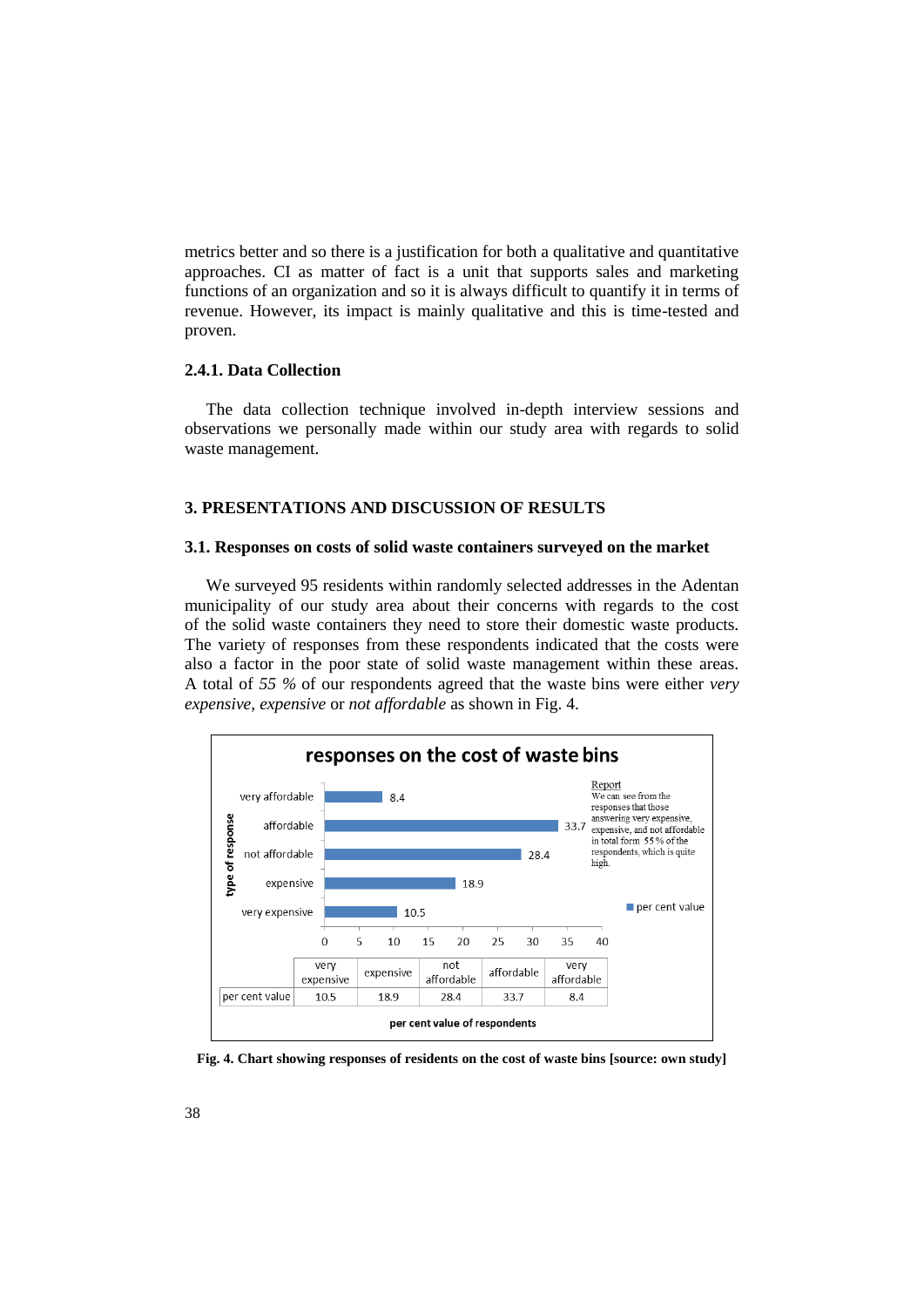metrics better and so there is a justification for both a qualitative and quantitative approaches. CI as matter of fact is a unit that supports sales and marketing functions of an organization and so it is always difficult to quantify it in terms of revenue. However, its impact is mainly qualitative and this is time-tested and proven.

### 2.4.1. Data Collection

The data collection technique involved in-depth interview sessions and observations we personally made within our study area with regards to solid waste management.

## 3. PRESENTATIONS AND DISCUSSION OF RESULTS

### 3.1. Responses on costs of solid waste containers surveyed on the market

We surveyed 95 residents within randomly selected addresses in the Adentan municipality of our study area about their concerns with regards to the cost of the solid waste containers they need to store their domestic waste products. The variety of responses from these respondents indicated that the costs were also a factor in the poor state of solid waste management within these areas. A total of *55 %* of our respondents agreed that the waste bins were either *very expensive*, *expensive* or *not affordable* as shown in Fig. 4.

**responses on the cost of waste bins**

Report
We can see from the responses that those answering very expensive, expensive, and not affordable in total form 55 % of the respondents, which is quite high.

|  | very expensive | expensive | not affordable | affordable | very affordable |
|---|---|---|---|---|---|
| per cent value | 10.5 | 18.9 | 28.4 | 33.7 | 8.4 |

per cent value of respondents

**Fig. 4. Chart showing responses of residents on the cost of waste bins [source: own study]**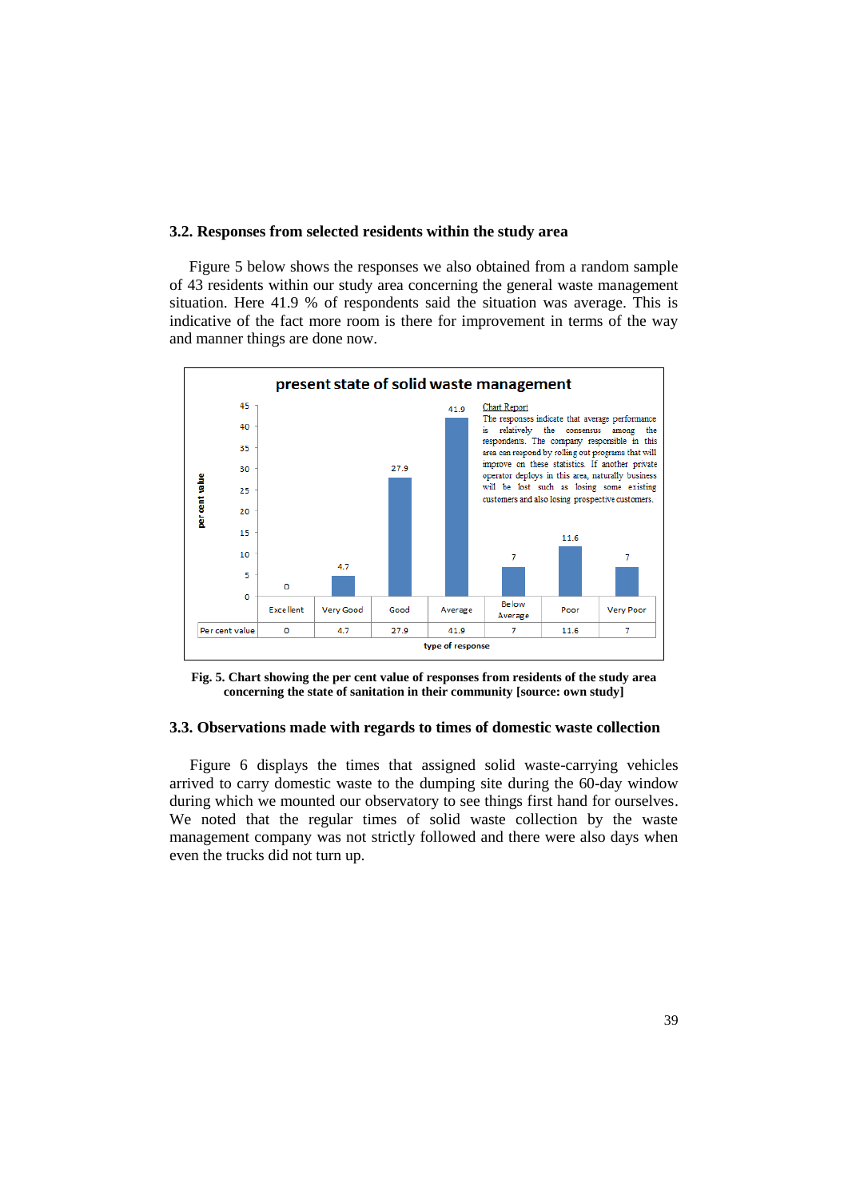### 3.2. Responses from selected residents within the study area

Figure 5 below shows the responses we also obtained from a random sample of 43 residents within our study area concerning the general waste management situation. Here 41.9 % of respondents said the situation was average. This is indicative of the fact more room is there for improvement in terms of the way and manner things are done now.

**present state of solid waste management**

Chart Report

The responses indicate that average performance is relatively the consensus among the respondents. The company responsible in this area can respond by rolling out programs that will improve on these statistics. If another private operator deploys in this area, naturally business will be lost such as losing some existing customers and also losing prospective customers.

| type of response | Excellent | Very Good | Good | Average | Below Average | Poor | Very Poor |
|---|---|---|---|---|---|---|---|
| Per cent value | 0 | 4.7 | 27.9 | 41.9 | 7 | 11.6 | 7 |

**Fig. 5. Chart showing the per cent value of responses from residents of the study area concerning the state of sanitation in their community [source: own study]**

### 3.3. Observations made with regards to times of domestic waste collection

Figure 6 displays the times that assigned solid waste-carrying vehicles arrived to carry domestic waste to the dumping site during the 60-day window during which we mounted our observatory to see things first hand for ourselves. We noted that the regular times of solid waste collection by the waste management company was not strictly followed and there were also days when even the trucks did not turn up.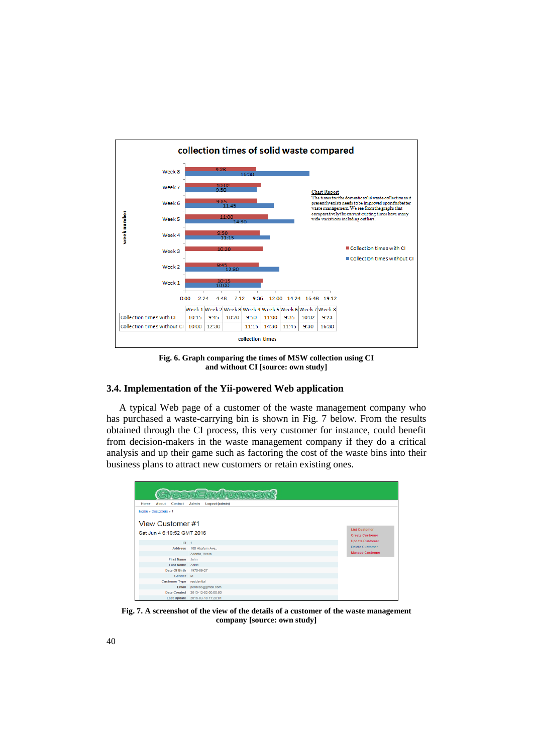**collection times of solid waste compared**

| | Week 1 | Week 2 | Week 3 | Week 4 | Week 5 | Week 6 | Week 7 | Week 8 |
|---|---|---|---|---|---|---|---|---|
| Collection times with CI | 10:15 | 9:45 | 10:20 | 9:50 | 11:00 | 9:35 | 10:02 | 9:23 |
| Collection times without CI | 10:00 | 12:30 | | 11:15 | 14:30 | 11:45 | 9:30 | 16:30 |

Chart Report
The times for the domestic solid waste collection as it presently exists needs to be improved upon for better waste management. We see from the graphs that comparatively the current existing times have many wide variations including outliers.

**Fig. 6. Graph comparing the times of MSW collection using CI and without CI [source: own study]**

### 3.4. Implementation of the Yii-powered Web application

A typical Web page of a customer of the waste management company who has purchased a waste-carrying bin is shown in Fig. 7 below. From the results obtained through the CI process, this very customer for instance, could benefit from decision-makers in the waste management company if they do a critical analysis and up their game such as factoring the cost of the waste bins into their business plans to attract new customers or retain existing ones.

**Fig. 7. A screenshot of the view of the details of a customer of the waste management company [source: own study]**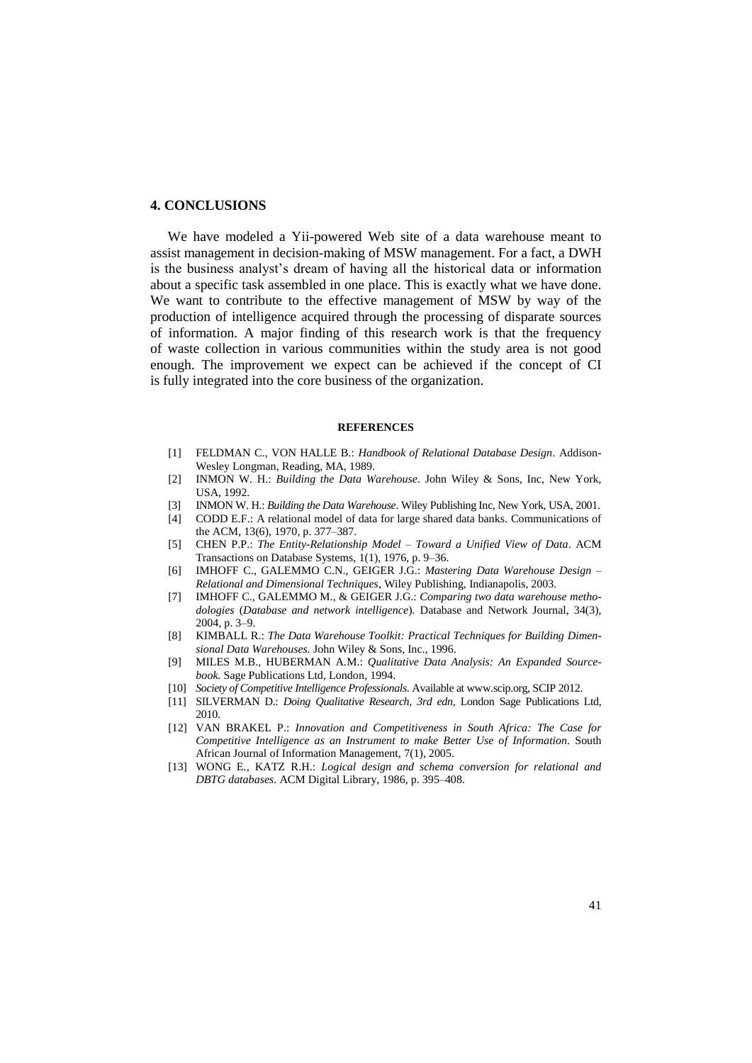## 4. CONCLUSIONS

We have modeled a Yii-powered Web site of a data warehouse meant to assist management in decision-making of MSW management. For a fact, a DWH is the business analyst's dream of having all the historical data or information about a specific task assembled in one place. This is exactly what we have done. We want to contribute to the effective management of MSW by way of the production of intelligence acquired through the processing of disparate sources of information. A major finding of this research work is that the frequency of waste collection in various communities within the study area is not good enough. The improvement we expect can be achieved if the concept of CI is fully integrated into the core business of the organization.

### REFERENCES

[1] FELDMAN C., VON HALLE B.: *Handbook of Relational Database Design*. Addison-Wesley Longman, Reading, MA, 1989.

[2] INMON W. H.: *Building the Data Warehouse*. John Wiley & Sons, Inc, New York, USA, 1992.

[3] INMON W. H.: *Building the Data Warehouse*. Wiley Publishing Inc, New York, USA, 2001.

[4] CODD E.F.: A relational model of data for large shared data banks. Communications of the ACM, 13(6), 1970, p. 377–387.

[5] CHEN P.P.: *The Entity-Relationship Model – Toward a Unified View of Data*. ACM Transactions on Database Systems, 1(1), 1976, p. 9–36.

[6] IMHOFF C., GALEMMO C.N., GEIGER J.G.: *Mastering Data Warehouse Design – Relational and Dimensional Techniques*, Wiley Publishing, Indianapolis, 2003.

[7] IMHOFF C., GALEMMO M., & GEIGER J.G.: *Comparing two data warehouse methodologies* (*Database and network intelligence*). Database and Network Journal, 34(3), 2004, p. 3–9.

[8] KIMBALL R.: *The Data Warehouse Toolkit: Practical Techniques for Building Dimensional Data Warehouses*. John Wiley & Sons, Inc., 1996.

[9] MILES M.B., HUBERMAN A.M.: *Qualitative Data Analysis: An Expanded Sourcebook.* Sage Publications Ltd, London, 1994.

[10] *Society of Competitive Intelligence Professionals.* Available at www.scip.org, SCIP 2012.

[11] SILVERMAN D.: *Doing Qualitative Research, 3rd edn,* London Sage Publications Ltd, 2010.

[12] VAN BRAKEL P.: *Innovation and Competitiveness in South Africa: The Case for Competitive Intelligence as an Instrument to make Better Use of Information*. South African Journal of Information Management, 7(1), 2005.

[13] WONG E., KATZ R.H.: *Logical design and schema conversion for relational and DBTG databases*. ACM Digital Library, 1986, p. 395–408.